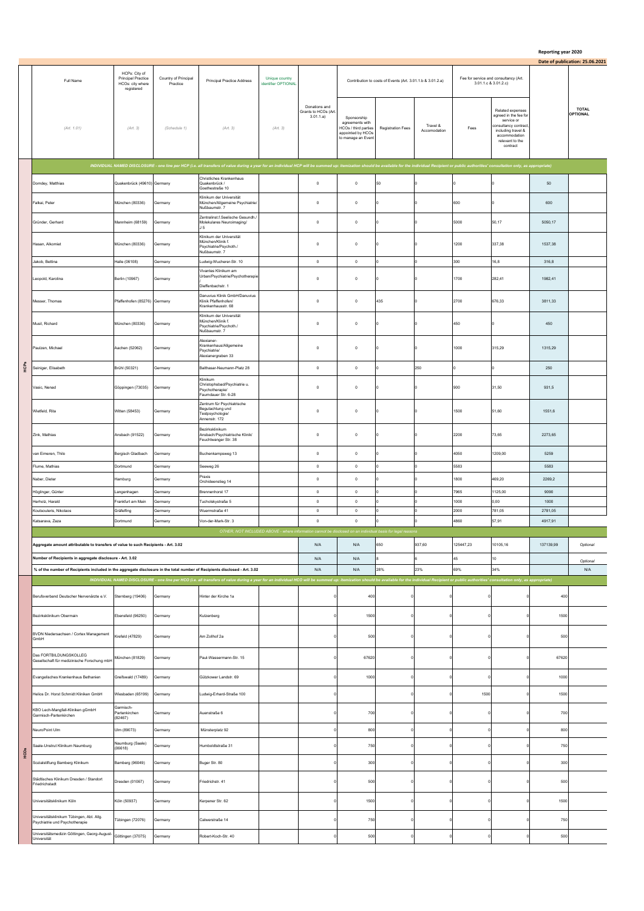Reporting year 2020

Date of publication: 25.06.2021

| | Full Name | HCPs: City of Principal Practice HCOs: city where registered | Country of Principal Practice | Principal Practice Address | Unique country identifier OPTIONAL | Donations and Grants to HCOs (Art. 3.01.1.a) | Contribution to costs of Events (Art. 3.01.1.b & 3.01.2.a) | | | Fee for service and consultancy (Art. 3.01.1.c & 3.01.2.c) | | | TOTAL OPTIONAL |
|---|---|---|---|---|---|---|---|---|---|---|---|---|---|
| | (Art. 1.01) | (Art. 3) | (Schedule 1) | (Art. 3) | (Art. 3) | | Sponsorship agreements with HCOs / third parties appointed by HCOs to manage an Event | Registration Fees | Travel & Accomodation | Fees | Related expenses agreed in the fee for service or consultancy contract, including travel & accommodation relevant to the contract | | |
| HCPs | INDIVIDUAL NAMED DISCLOSURE - one line per HCP (i.e. all transfers of value during a year for an individual HCP will be summed up: itemization should be available for the individual Recipient or public authorities' consultation only, as appropriate) | | | | | | | | | | | | |
| | Dornday, Matthias | Quakenbrück (49610) | Germany | Christliches Krankenhaus Quakenbrück / Goethestraße 10 | | 0 | 0 | 50 | 0 | 0 | 0 | 50 | |
| | Falkai, Peter | München (80336) | Germany | Klinikum der Universität München/Allgemeine Psychiatrie/ Nußbaumstr. 7 | | 0 | 0 | 0 | 0 | 600 | 0 | 600 | |
| | Gründer, Gerhard | Mannheim (68159) | Germany | Zentralinst.f.Seelische Gesundh./ Molekulares Neuroimaging/ J 5 | | 0 | 0 | 0 | 0 | 5000 | 50,17 | 5050,17 | |
| | Hasan, Alkomiet | München (80336) | Germany | Klinikum der Universität München/Klinik f. Psychiatrie/Psychoth./ Nußbaumstr. 7 | | 0 | 0 | 0 | 0 | 1200 | 337,38 | 1537,38 | |
| | Jakob, Bettina | Halle (06108) | Germany | Ludwig-Wucherer-Str. 10 | | 0 | 0 | 0 | 0 | 300 | 16,8 | 316,8 | |
| | Leopold, Karolina | Berlin (10967) | Germany | Vivantes Klinikum am Urban/Psychiatrie/Psychotherapie / Dieffenbachstr. 1 | | 0 | 0 | 0 | 0 | 1700 | 282,41 | 1982,41 | |
| | Messer, Thomas | Pfaffenhofen (85276) | Germany | Danuvius Klinik GmbH/Danuvius Klinik Pfaffenhofen/ Krankenhausstr. 68 | | 0 | 0 | 435 | 0 | 2700 | 676,33 | 3811,33 | |
| | Musil, Richard | München (80336) | Germany | Klinikum der Universität München/Klinik f. Psychiatrie/Psychoth./ Nußbaumstr. 7 | | 0 | 0 | 0 | 0 | 450 | 0 | 450 | |
| | Paulzen, Michael | Aachen (52062) | Germany | Alexianer-Krankenhaus/Allgemeine Psychiatrie/ Alexianergraben 33 | | 0 | 0 | 0 | 0 | 1000 | 315,29 | 1315,29 | |
| | Seiniger, Elisabeth | Brühl (50321) | Germany | Balthasar-Neumann-Platz 28 | | 0 | 0 | 0 | 250 | 0 | 0 | 250 | |
| | Vasic, Nenad | Göppingen (73035) | Germany | Klinikum Christophsbad/Psychiatrie u. Psychotherapie/ Faurndauer Str. 6-28 | | 0 | 0 | 0 | 0 | 900 | 31,50 | 931,5 | |
| | Wietfeld, Rita | Witten (58453) | Germany | Zentrum für Psychiatrische Begutachtung und Testpsychologie/ Annenstr. 172 | | 0 | 0 | 0 | 0 | 1500 | 51,60 | 1551,6 | |
| | Zink, Mathias | Ansbach (91522) | Germany | Bezirksklinikum Ansbach/Psychiatrische Klinik/ Feuchtwanger Str. 38 | | 0 | 0 | 0 | 0 | 2200 | 73,65 | 2273,65 | |
| | van Eimeren, Thilo | Bergisch Gladbach | Germany | Buchenkampsweg 13 | | 0 | 0 | 0 | 0 | 4050 | 1209,00 | 5259 | |
| | Flume, Mathias | Dortmund | Germany | Seeweg 26 | | 0 | 0 | 0 | 0 | 5583 | | 5583 | |
| | Naber, Dieter | Hamburg | Germany | Praxis Orchideenstieg 14 | | 0 | 0 | 0 | 0 | 1800 | 469,20 | 2269,2 | |
| | Höglinger, Günter | Langenhagen | Germany | Brennenhorst 17 | | 0 | 0 | 0 | 0 | 7965 | 1125,00 | 9090 | |
| | Herholz, Harald | Frankfurt am Main | Germany | Tucholskystraße 5 | | 0 | 0 | 0 | 0 | 1000 | 0,00 | 1000 | |
| | Koutsouleris, Nikolaos | Gräfelfing | Germany | Wuermstraße 41 | | 0 | 0 | 0 | 0 | 2000 | 781,05 | 2781,05 | |
| | Katsarava, Zaza | Dortmund | Germany | Von-der-Mark-Str. 3 | | 0 | 0 | 0 | 0 | 4860 | 57,91 | 4917,91 | |
| | OTHER, NOT INCLUDED ABOVE - where information cannot be disclosed on an individual basis for legal reasons | | | | | | | | | | | | |
| | Aggregate amount attributable to transfers of value to such Recipients - Art. 3.02 | | | | | N/A | N/A | 650 | 937,60 | 125447,23 | 10105,16 | 137139,99 | Optional |
| | Number of Recipients in aggregate disclosure - Art. 3.02 | | | | | N/A | N/A | 8 | 6 | 45 | 10 | | Optional |
| | % of the number of Recipients included in the aggregate disclosure in the total number of Recipients disclosed - Art. 3.02 | | | | | N/A | N/A | 28% | 23% | 69% | 34% | | N/A |
| HCOs | INDIVIDUAL NAMED DISCLOSURE - one line per HCO (i.e. all transfers of value during a year for an individual HCO will be summed up: itemization should be available for the individual Recipient or public authorities' consultation only, as appropriate) | | | | | | | | | | | | |
| | Berufsverband Deutscher Nervenärzte e.V. | Sternberg (19406) | Germany | Hinter der Kirche 1a | | 0 | 400 | 0 | 0 | 0 | 0 | 400 | |
| | Bezirksklinikum Obermain | Ebensfeld (96250) | Germany | Kutzenberg | | 0 | 1500 | 0 | 0 | 0 | 0 | 1500 | |
| | BVDN Niedersachsen / Cortex Management GmbH | Krefeld (47829) | Germany | Am Zollhof 2a | | 0 | 500 | 0 | 0 | 0 | 0 | 500 | |
| | Das FORTBILDUNGSKOLLEG Gesellschaft für medizinische Forschung mbH | München (81829) | Germany | Paul-Wassermann-Str. 15 | | 0 | 67620 | 0 | 0 | 0 | 0 | 67620 | |
| | Evangelisches Krankenhaus Bethanien | Greifswald (17489) | Germany | Gützkower Landstr. 69 | | 0 | 1000 | 0 | 0 | 0 | 0 | 1000 | |
| | Helios Dr. Horst Schmidt Kliniken GmbH | Wiesbaden (65199) | Germany | Ludwig-Erhard-Straße 100 | | 0 | | 0 | 0 | 1500 | 0 | 1500 | |
| | KBO Lech-Mangfall-Kliniken gGmbH Garmisch-Partenkirchen | Garmisch-Partenkirchen (82467) | Germany | Auenstraße 6 | | 0 | 700 | 0 | 0 | 0 | 0 | 700 | |
| | NeuroPoint Ulm | Ulm (89073) | Germany | Münsterplatz 92 | | 0 | 800 | 0 | 0 | 0 | 0 | 800 | |
| | Saale-Unstrut Klinikum Naumburg | Naumburg (Saale) (06618) | Germany | Humboldtstraße 31 | | 0 | 750 | 0 | 0 | 0 | 0 | 750 | |
| | Sozialstiftung Bamberg Klinikum | Bamberg (96049) | Germany | Buger Str. 80 | | 0 | 300 | 0 | 0 | 0 | 0 | 300 | |
| | Städtisches Klinikum Dresden / Standort Friedrichstadt | Dresden (01067) | Germany | Friedrichstr. 41 | | 0 | 500 | 0 | 0 | 0 | 0 | 500 | |
| | Universitätsklinikum Köln | Köln (50937) | Germany | Kerpener Str. 62 | | 0 | 1500 | 0 | 0 | 0 | 0 | 1500 | |
| | Universitätsklinikum Tübingen, Abt. Allg. Psychiatrie und Psychotherapie | Tübingen (72076) | Germany | Calwerstraße 14 | | 0 | 750 | 0 | 0 | 0 | 0 | 750 | |
| | Universitätsmedizin Göttingen, Georg-August-Universität | Göttingen (37075) | Germany | Robert-Koch-Str. 40 | | 0 | 500 | 0 | 0 | 0 | 0 | 500 | |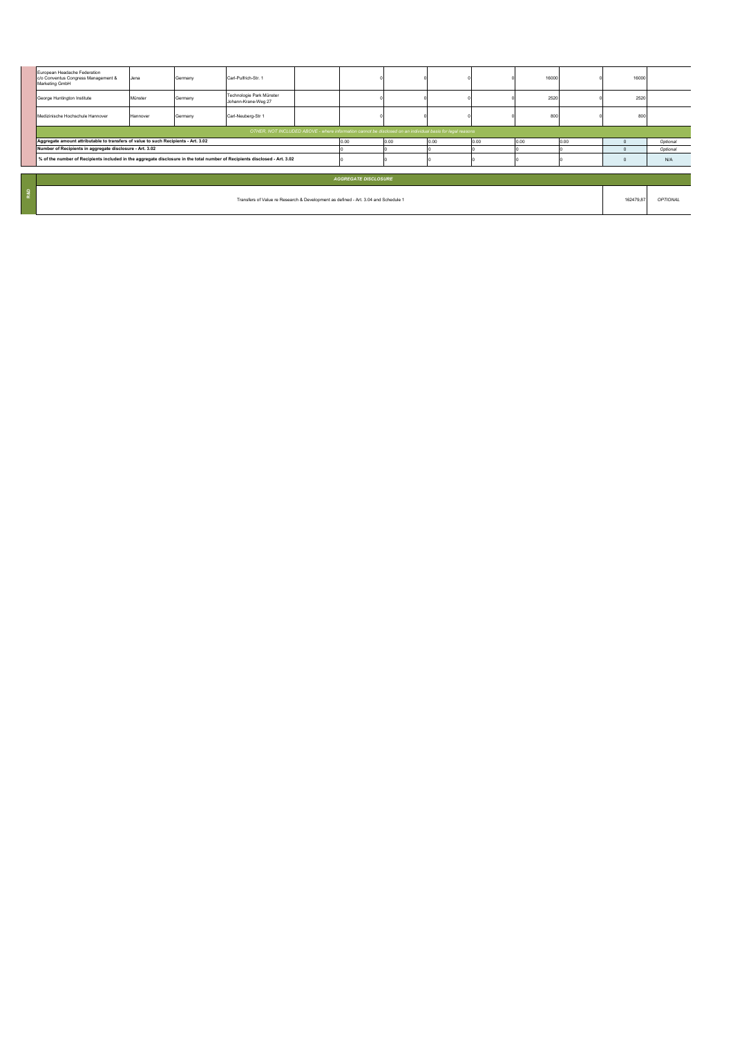| | | | | | | | | | | | | |
|---|---|---|---|---|---|---|---|---|---|---|---|---|
| European Headache Federation c/o Conventus Congress Management & Marketing GmbH | Jena | Germany | Carl-Pulfrich-Str. 1 | | 0 | 0 | 0 | 0 | 16000 | 0 | 16000 | |
| George Huntington Institute | Münster | Germany | Technologie Park Münster Johann-Krane-Weg 27 | | 0 | 0 | 0 | 0 | 2520 | 0 | 2520 | |
| Medizinische Hochschule Hannover | Hannover | Germany | Carl-Neuberg-Str 1 | | 0 | 0 | 0 | 0 | 800 | 0 | 800 | |
| *OTHER, NOT INCLUDED ABOVE - where information cannot be disclosed on an individual basis for legal reasons* | | | | | | | | | | | | |
| **Aggregate amount attributable to transfers of value to such Recipients - Art. 3.02** | | | | | 0.00 | 0.00 | 0.00 | 0.00 | 0.00 | 0.00 | 0 | *Optional* |
| **Number of Recipients in aggregate disclosure - Art. 3.02** | | | | | 0 | 0 | 0 | 0 | 0 | 0 | 0 | *Optional* |
| **% of the number of Recipients included in the aggregate disclosure in the total number of Recipients disclosed - Art. 3.02** | | | | | 0 | 0 | 0 | 0 | 0 | 0 | 0 | N/A |

| | | | |
|---|---|---|---|
| | ***AGGREGATE DISCLOSURE*** | | |
| R&D | Transfers of Value re Research & Development as defined - Art. 3.04 and Schedule 1 | 162479,87 | *OPTIONAL* |